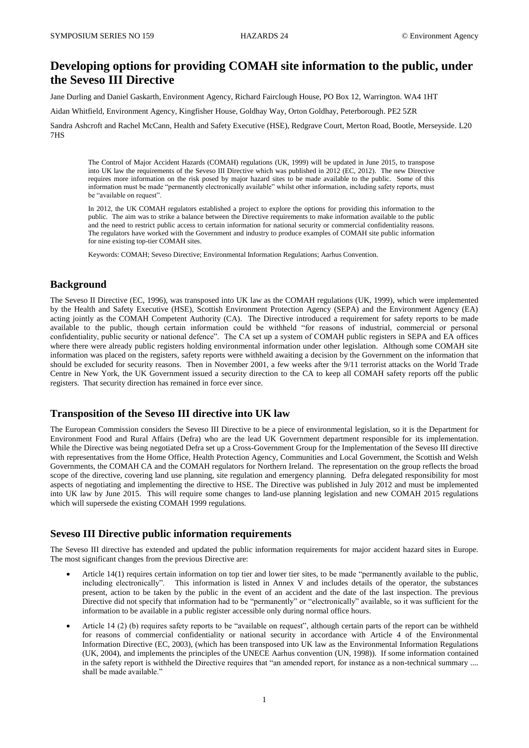# Developing options for providing COMAH site information to the public, under the Seveso III Directive

Jane Durling and Daniel Gaskarth, Environment Agency, Richard Fairclough House, PO Box 12, Warrington. WA4 1HT

Aidan Whitfield, Environment Agency, Kingfisher House, Goldhay Way, Orton Goldhay, Peterborough. PE2 5ZR

Sandra Ashcroft and Rachel McCann, Health and Safety Executive (HSE), Redgrave Court, Merton Road, Bootle, Merseyside. L20 7HS

> The Control of Major Accident Hazards (COMAH) regulations (UK, 1999) will be updated in June 2015, to transpose into UK law the requirements of the Seveso III Directive which was published in 2012 (EC, 2012). The new Directive requires more information on the risk posed by major hazard sites to be made available to the public. Some of this information must be made "permanently electronically available" whilst other information, including safety reports, must be "available on request".
>
> In 2012, the UK COMAH regulators established a project to explore the options for providing this information to the public. The aim was to strike a balance between the Directive requirements to make information available to the public and the need to restrict public access to certain information for national security or commercial confidentiality reasons. The regulators have worked with the Government and industry to produce examples of COMAH site public information for nine existing top-tier COMAH sites.
>
> Keywords: COMAH; Seveso Directive; Environmental Information Regulations; Aarhus Convention.

## Background

The Seveso II Directive (EC, 1996), was transposed into UK law as the COMAH regulations (UK, 1999), which were implemented by the Health and Safety Executive (HSE), Scottish Environment Protection Agency (SEPA) and the Environment Agency (EA) acting jointly as the COMAH Competent Authority (CA). The Directive introduced a requirement for safety reports to be made available to the public, though certain information could be withheld "for reasons of industrial, commercial or personal confidentiality, public security or national defence". The CA set up a system of COMAH public registers in SEPA and EA offices where there were already public registers holding environmental information under other legislation. Although some COMAH site information was placed on the registers, safety reports were withheld awaiting a decision by the Government on the information that should be excluded for security reasons. Then in November 2001, a few weeks after the 9/11 terrorist attacks on the World Trade Centre in New York, the UK Government issued a security direction to the CA to keep all COMAH safety reports off the public registers. That security direction has remained in force ever since.

## Transposition of the Seveso III directive into UK law

The European Commission considers the Seveso III Directive to be a piece of environmental legislation, so it is the Department for Environment Food and Rural Affairs (Defra) who are the lead UK Government department responsible for its implementation. While the Directive was being negotiated Defra set up a Cross-Government Group for the Implementation of the Seveso III directive with representatives from the Home Office, Health Protection Agency, Communities and Local Government, the Scottish and Welsh Governments, the COMAH CA and the COMAH regulators for Northern Ireland. The representation on the group reflects the broad scope of the directive, covering land use planning, site regulation and emergency planning. Defra delegated responsibility for most aspects of negotiating and implementing the directive to HSE. The Directive was published in July 2012 and must be implemented into UK law by June 2015. This will require some changes to land-use planning legislation and new COMAH 2015 regulations which will supersede the existing COMAH 1999 regulations.

## Seveso III Directive public information requirements

The Seveso III directive has extended and updated the public information requirements for major accident hazard sites in Europe. The most significant changes from the previous Directive are:

- Article 14(1) requires certain information on top tier and lower tier sites, to be made "permanently available to the public, including electronically". This information is listed in Annex V and includes details of the operator, the substances present, action to be taken by the public in the event of an accident and the date of the last inspection. The previous Directive did not specify that information had to be "permanently" or "electronically" available, so it was sufficient for the information to be available in a public register accessible only during normal office hours.
- Article 14 (2) (b) requires safety reports to be "available on request", although certain parts of the report can be withheld for reasons of commercial confidentiality or national security in accordance with Article 4 of the Environmental Information Directive (EC, 2003), (which has been transposed into UK law as the Environmental Information Regulations (UK, 2004), and implements the principles of the UNECE Aarhus convention (UN, 1998)). If some information contained in the safety report is withheld the Directive requires that "an amended report, for instance as a non-technical summary .... shall be made available."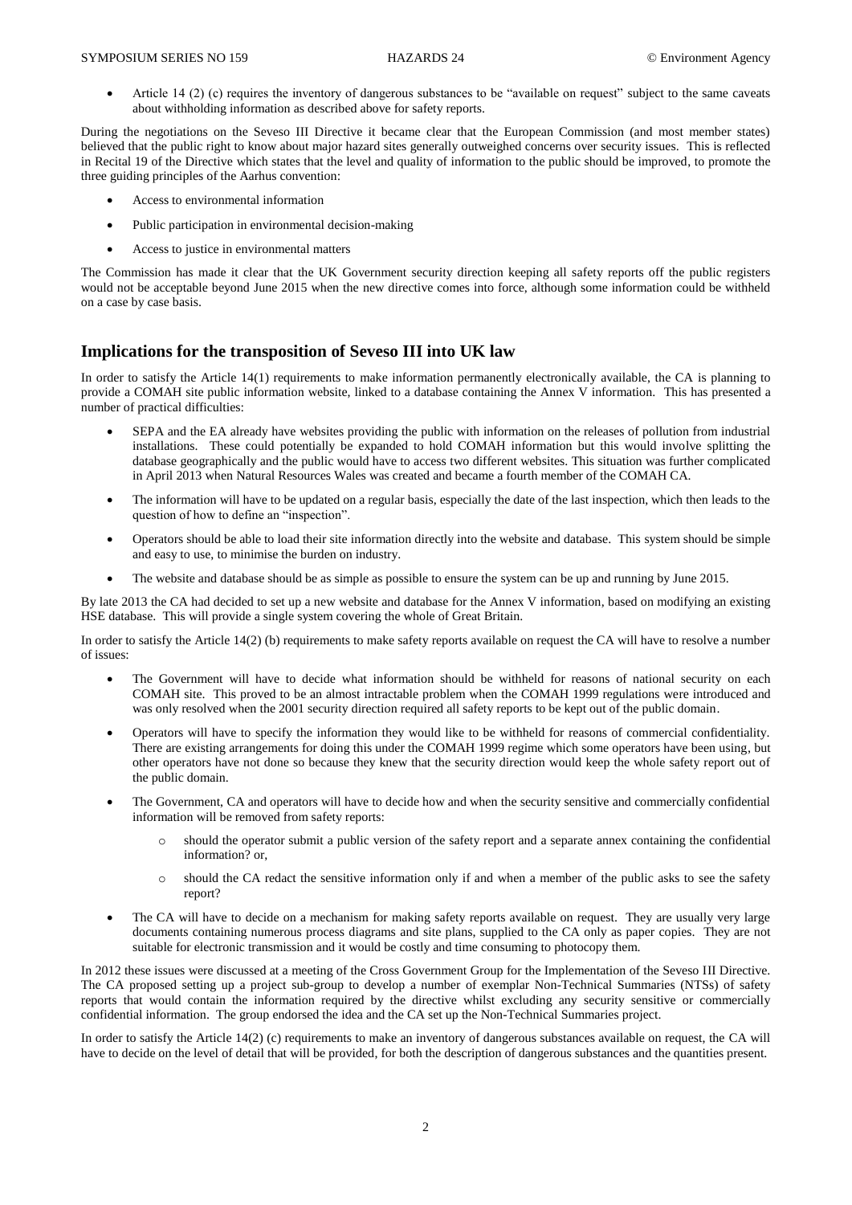- Article 14 (2) (c) requires the inventory of dangerous substances to be "available on request" subject to the same caveats about withholding information as described above for safety reports.

During the negotiations on the Seveso III Directive it became clear that the European Commission (and most member states) believed that the public right to know about major hazard sites generally outweighed concerns over security issues. This is reflected in Recital 19 of the Directive which states that the level and quality of information to the public should be improved, to promote the three guiding principles of the Aarhus convention:

- Access to environmental information
- Public participation in environmental decision-making
- Access to justice in environmental matters

The Commission has made it clear that the UK Government security direction keeping all safety reports off the public registers would not be acceptable beyond June 2015 when the new directive comes into force, although some information could be withheld on a case by case basis.

## Implications for the transposition of Seveso III into UK law

In order to satisfy the Article 14(1) requirements to make information permanently electronically available, the CA is planning to provide a COMAH site public information website, linked to a database containing the Annex V information. This has presented a number of practical difficulties:

- SEPA and the EA already have websites providing the public with information on the releases of pollution from industrial installations. These could potentially be expanded to hold COMAH information but this would involve splitting the database geographically and the public would have to access two different websites. This situation was further complicated in April 2013 when Natural Resources Wales was created and became a fourth member of the COMAH CA.
- The information will have to be updated on a regular basis, especially the date of the last inspection, which then leads to the question of how to define an "inspection".
- Operators should be able to load their site information directly into the website and database. This system should be simple and easy to use, to minimise the burden on industry.
- The website and database should be as simple as possible to ensure the system can be up and running by June 2015.

By late 2013 the CA had decided to set up a new website and database for the Annex V information, based on modifying an existing HSE database. This will provide a single system covering the whole of Great Britain.

In order to satisfy the Article 14(2) (b) requirements to make safety reports available on request the CA will have to resolve a number of issues:

- The Government will have to decide what information should be withheld for reasons of national security on each COMAH site. This proved to be an almost intractable problem when the COMAH 1999 regulations were introduced and was only resolved when the 2001 security direction required all safety reports to be kept out of the public domain.
- Operators will have to specify the information they would like to be withheld for reasons of commercial confidentiality. There are existing arrangements for doing this under the COMAH 1999 regime which some operators have been using, but other operators have not done so because they knew that the security direction would keep the whole safety report out of the public domain.
- The Government, CA and operators will have to decide how and when the security sensitive and commercially confidential information will be removed from safety reports:
    - should the operator submit a public version of the safety report and a separate annex containing the confidential information? or,
    - should the CA redact the sensitive information only if and when a member of the public asks to see the safety report?
- The CA will have to decide on a mechanism for making safety reports available on request. They are usually very large documents containing numerous process diagrams and site plans, supplied to the CA only as paper copies. They are not suitable for electronic transmission and it would be costly and time consuming to photocopy them.

In 2012 these issues were discussed at a meeting of the Cross Government Group for the Implementation of the Seveso III Directive. The CA proposed setting up a project sub-group to develop a number of exemplar Non-Technical Summaries (NTSs) of safety reports that would contain the information required by the directive whilst excluding any security sensitive or commercially confidential information. The group endorsed the idea and the CA set up the Non-Technical Summaries project.

In order to satisfy the Article 14(2) (c) requirements to make an inventory of dangerous substances available on request, the CA will have to decide on the level of detail that will be provided, for both the description of dangerous substances and the quantities present.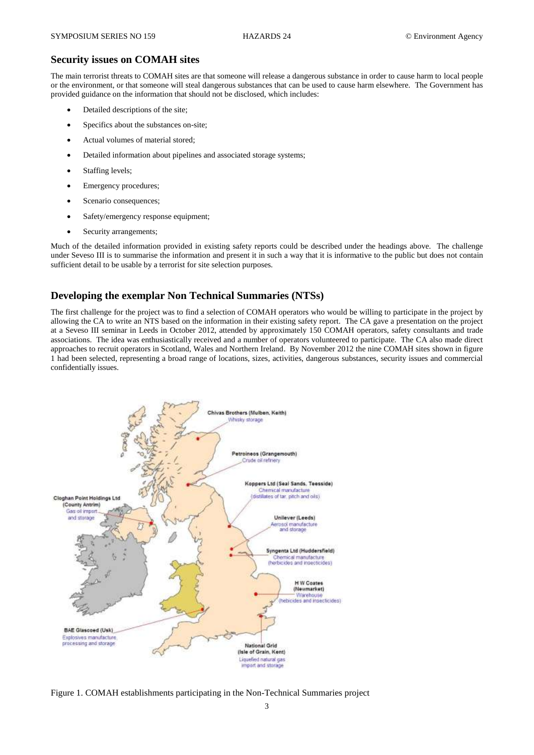## Security issues on COMAH sites

The main terrorist threats to COMAH sites are that someone will release a dangerous substance in order to cause harm to local people or the environment, or that someone will steal dangerous substances that can be used to cause harm elsewhere. The Government has provided guidance on the information that should not be disclosed, which includes:

- Detailed descriptions of the site;
- Specifics about the substances on-site;
- Actual volumes of material stored;
- Detailed information about pipelines and associated storage systems;
- Staffing levels;
- Emergency procedures;
- Scenario consequences;
- Safety/emergency response equipment;
- Security arrangements;

Much of the detailed information provided in existing safety reports could be described under the headings above. The challenge under Seveso III is to summarise the information and present it in such a way that it is informative to the public but does not contain sufficient detail to be usable by a terrorist for site selection purposes.

## Developing the exemplar Non Technical Summaries (NTSs)

The first challenge for the project was to find a selection of COMAH operators who would be willing to participate in the project by allowing the CA to write an NTS based on the information in their existing safety report. The CA gave a presentation on the project at a Seveso III seminar in Leeds in October 2012, attended by approximately 150 COMAH operators, safety consultants and trade associations. The idea was enthusiastically received and a number of operators volunteered to participate. The CA also made direct approaches to recruit operators in Scotland, Wales and Northern Ireland. By November 2012 the nine COMAH sites shown in figure 1 had been selected, representing a broad range of locations, sizes, activities, dangerous substances, security issues and commercial confidentially issues.

Figure 1. COMAH establishments participating in the Non-Technical Summaries project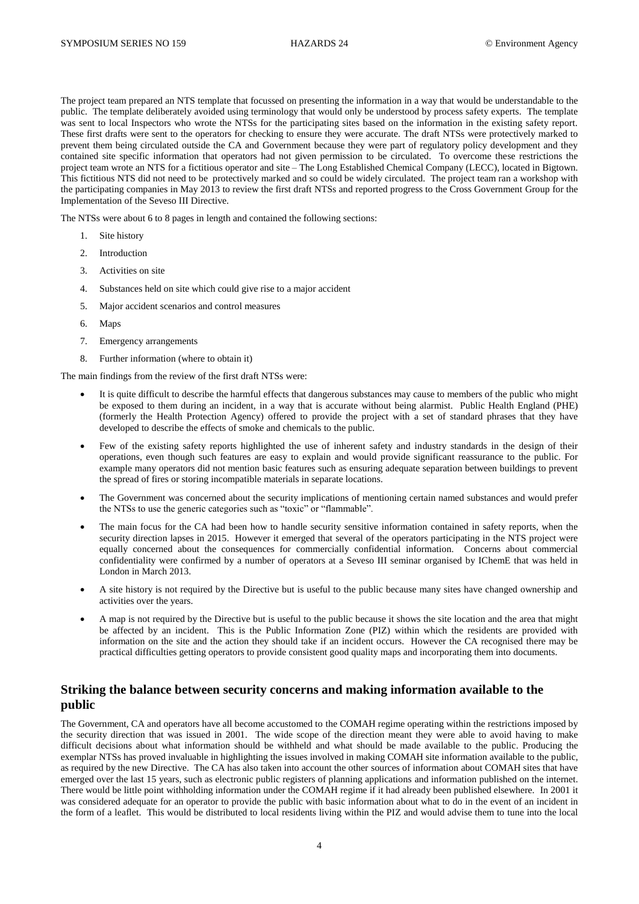The project team prepared an NTS template that focussed on presenting the information in a way that would be understandable to the public. The template deliberately avoided using terminology that would only be understood by process safety experts. The template was sent to local Inspectors who wrote the NTSs for the participating sites based on the information in the existing safety report. These first drafts were sent to the operators for checking to ensure they were accurate. The draft NTSs were protectively marked to prevent them being circulated outside the CA and Government because they were part of regulatory policy development and they contained site specific information that operators had not given permission to be circulated. To overcome these restrictions the project team wrote an NTS for a fictitious operator and site – The Long Established Chemical Company (LECC), located in Bigtown. This fictitious NTS did not need to be protectively marked and so could be widely circulated. The project team ran a workshop with the participating companies in May 2013 to review the first draft NTSs and reported progress to the Cross Government Group for the Implementation of the Seveso III Directive.

The NTSs were about 6 to 8 pages in length and contained the following sections:

1. Site history
2. Introduction
3. Activities on site
4. Substances held on site which could give rise to a major accident
5. Major accident scenarios and control measures
6. Maps
7. Emergency arrangements
8. Further information (where to obtain it)

The main findings from the review of the first draft NTSs were:

- It is quite difficult to describe the harmful effects that dangerous substances may cause to members of the public who might be exposed to them during an incident, in a way that is accurate without being alarmist. Public Health England (PHE) (formerly the Health Protection Agency) offered to provide the project with a set of standard phrases that they have developed to describe the effects of smoke and chemicals to the public.
- Few of the existing safety reports highlighted the use of inherent safety and industry standards in the design of their operations, even though such features are easy to explain and would provide significant reassurance to the public. For example many operators did not mention basic features such as ensuring adequate separation between buildings to prevent the spread of fires or storing incompatible materials in separate locations.
- The Government was concerned about the security implications of mentioning certain named substances and would prefer the NTSs to use the generic categories such as "toxic" or "flammable".
- The main focus for the CA had been how to handle security sensitive information contained in safety reports, when the security direction lapses in 2015. However it emerged that several of the operators participating in the NTS project were equally concerned about the consequences for commercially confidential information. Concerns about commercial confidentiality were confirmed by a number of operators at a Seveso III seminar organised by IChemE that was held in London in March 2013.
- A site history is not required by the Directive but is useful to the public because many sites have changed ownership and activities over the years.
- A map is not required by the Directive but is useful to the public because it shows the site location and the area that might be affected by an incident. This is the Public Information Zone (PIZ) within which the residents are provided with information on the site and the action they should take if an incident occurs. However the CA recognised there may be practical difficulties getting operators to provide consistent good quality maps and incorporating them into documents.

## Striking the balance between security concerns and making information available to the public

The Government, CA and operators have all become accustomed to the COMAH regime operating within the restrictions imposed by the security direction that was issued in 2001. The wide scope of the direction meant they were able to avoid having to make difficult decisions about what information should be withheld and what should be made available to the public. Producing the exemplar NTSs has proved invaluable in highlighting the issues involved in making COMAH site information available to the public, as required by the new Directive. The CA has also taken into account the other sources of information about COMAH sites that have emerged over the last 15 years, such as electronic public registers of planning applications and information published on the internet. There would be little point withholding information under the COMAH regime if it had already been published elsewhere. In 2001 it was considered adequate for an operator to provide the public with basic information about what to do in the event of an incident in the form of a leaflet. This would be distributed to local residents living within the PIZ and would advise them to tune into the local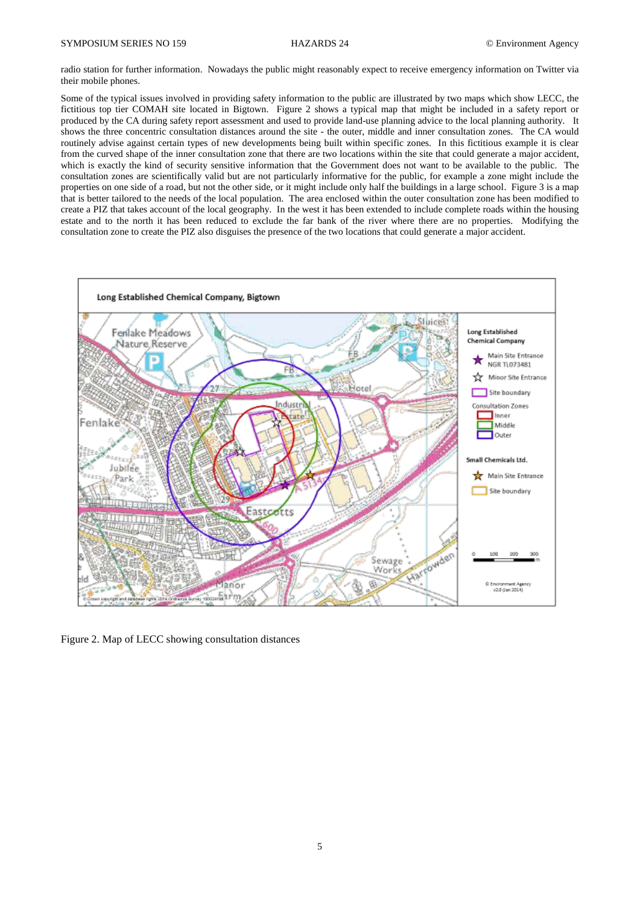radio station for further information. Nowadays the public might reasonably expect to receive emergency information on Twitter via their mobile phones.

Some of the typical issues involved in providing safety information to the public are illustrated by two maps which show LECC, the fictitious top tier COMAH site located in Bigtown. Figure 2 shows a typical map that might be included in a safety report or produced by the CA during safety report assessment and used to provide land-use planning advice to the local planning authority. It shows the three concentric consultation distances around the site - the outer, middle and inner consultation zones. The CA would routinely advise against certain types of new developments being built within specific zones. In this fictitious example it is clear from the curved shape of the inner consultation zone that there are two locations within the site that could generate a major accident, which is exactly the kind of security sensitive information that the Government does not want to be available to the public. The consultation zones are scientifically valid but are not particularly informative for the public, for example a zone might include the properties on one side of a road, but not the other side, or it might include only half the buildings in a large school. Figure 3 is a map that is better tailored to the needs of the local population. The area enclosed within the outer consultation zone has been modified to create a PIZ that takes account of the local geography. In the west it has been extended to include complete roads within the housing estate and to the north it has been reduced to exclude the far bank of the river where there are no properties. Modifying the consultation zone to create the PIZ also disguises the presence of the two locations that could generate a major accident.

Figure 2. Map of LECC showing consultation distances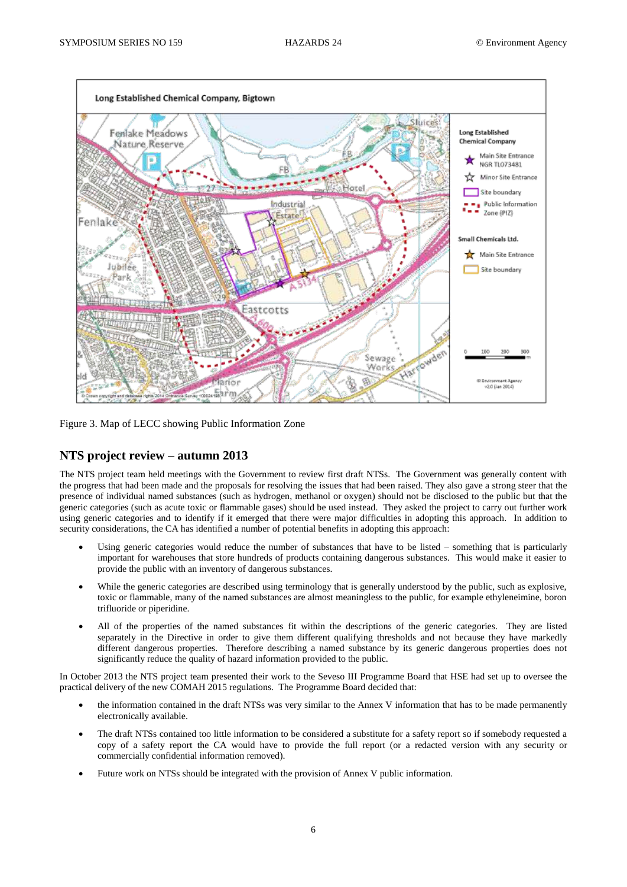Figure 3. Map of LECC showing Public Information Zone

## NTS project review – autumn 2013

The NTS project team held meetings with the Government to review first draft NTSs. The Government was generally content with the progress that had been made and the proposals for resolving the issues that had been raised. They also gave a strong steer that the presence of individual named substances (such as hydrogen, methanol or oxygen) should not be disclosed to the public but that the generic categories (such as acute toxic or flammable gases) should be used instead. They asked the project to carry out further work using generic categories and to identify if it emerged that there were major difficulties in adopting this approach. In addition to security considerations, the CA has identified a number of potential benefits in adopting this approach:

- Using generic categories would reduce the number of substances that have to be listed – something that is particularly important for warehouses that store hundreds of products containing dangerous substances. This would make it easier to provide the public with an inventory of dangerous substances.
- While the generic categories are described using terminology that is generally understood by the public, such as explosive, toxic or flammable, many of the named substances are almost meaningless to the public, for example ethyleneimine, boron trifluoride or piperidine.
- All of the properties of the named substances fit within the descriptions of the generic categories. They are listed separately in the Directive in order to give them different qualifying thresholds and not because they have markedly different dangerous properties. Therefore describing a named substance by its generic dangerous properties does not significantly reduce the quality of hazard information provided to the public.

In October 2013 the NTS project team presented their work to the Seveso III Programme Board that HSE had set up to oversee the practical delivery of the new COMAH 2015 regulations. The Programme Board decided that:

- the information contained in the draft NTSs was very similar to the Annex V information that has to be made permanently electronically available.
- The draft NTSs contained too little information to be considered a substitute for a safety report so if somebody requested a copy of a safety report the CA would have to provide the full report (or a redacted version with any security or commercially confidential information removed).
- Future work on NTSs should be integrated with the provision of Annex V public information.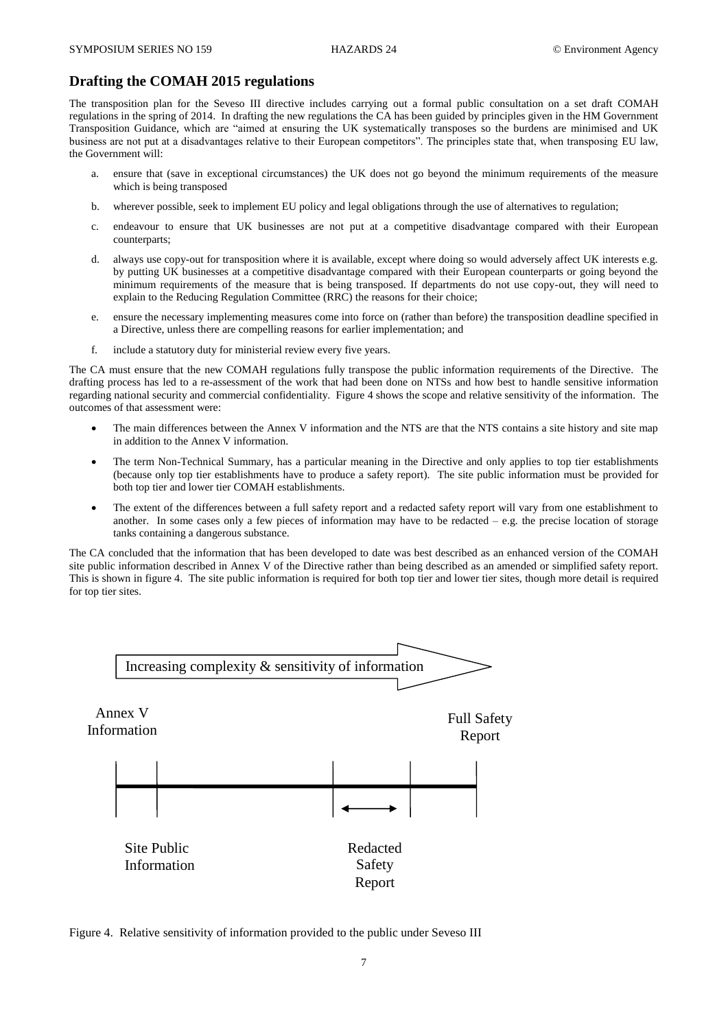## Drafting the COMAH 2015 regulations

The transposition plan for the Seveso III directive includes carrying out a formal public consultation on a set draft COMAH regulations in the spring of 2014. In drafting the new regulations the CA has been guided by principles given in the HM Government Transposition Guidance, which are "aimed at ensuring the UK systematically transposes so the burdens are minimised and UK business are not put at a disadvantages relative to their European competitors". The principles state that, when transposing EU law, the Government will:

a. ensure that (save in exceptional circumstances) the UK does not go beyond the minimum requirements of the measure which is being transposed

b. wherever possible, seek to implement EU policy and legal obligations through the use of alternatives to regulation;

c. endeavour to ensure that UK businesses are not put at a competitive disadvantage compared with their European counterparts;

d. always use copy-out for transposition where it is available, except where doing so would adversely affect UK interests e.g. by putting UK businesses at a competitive disadvantage compared with their European counterparts or going beyond the minimum requirements of the measure that is being transposed. If departments do not use copy-out, they will need to explain to the Reducing Regulation Committee (RRC) the reasons for their choice;

e. ensure the necessary implementing measures come into force on (rather than before) the transposition deadline specified in a Directive, unless there are compelling reasons for earlier implementation; and

f. include a statutory duty for ministerial review every five years.

The CA must ensure that the new COMAH regulations fully transpose the public information requirements of the Directive. The drafting process has led to a re-assessment of the work that had been done on NTSs and how best to handle sensitive information regarding national security and commercial confidentiality. Figure 4 shows the scope and relative sensitivity of the information. The outcomes of that assessment were:

- The main differences between the Annex V information and the NTS are that the NTS contains a site history and site map in addition to the Annex V information.
- The term Non-Technical Summary, has a particular meaning in the Directive and only applies to top tier establishments (because only top tier establishments have to produce a safety report). The site public information must be provided for both top tier and lower tier COMAH establishments.
- The extent of the differences between a full safety report and a redacted safety report will vary from one establishment to another. In some cases only a few pieces of information may have to be redacted – e.g. the precise location of storage tanks containing a dangerous substance.

The CA concluded that the information that has been developed to date was best described as an enhanced version of the COMAH site public information described in Annex V of the Directive rather than being described as an amended or simplified safety report. This is shown in figure 4. The site public information is required for both top tier and lower tier sites, though more detail is required for top tier sites.

Increasing complexity & sensitivity of information

Annex V Information

Full Safety Report

Site Public Information

Redacted Safety Report

Figure 4. Relative sensitivity of information provided to the public under Seveso III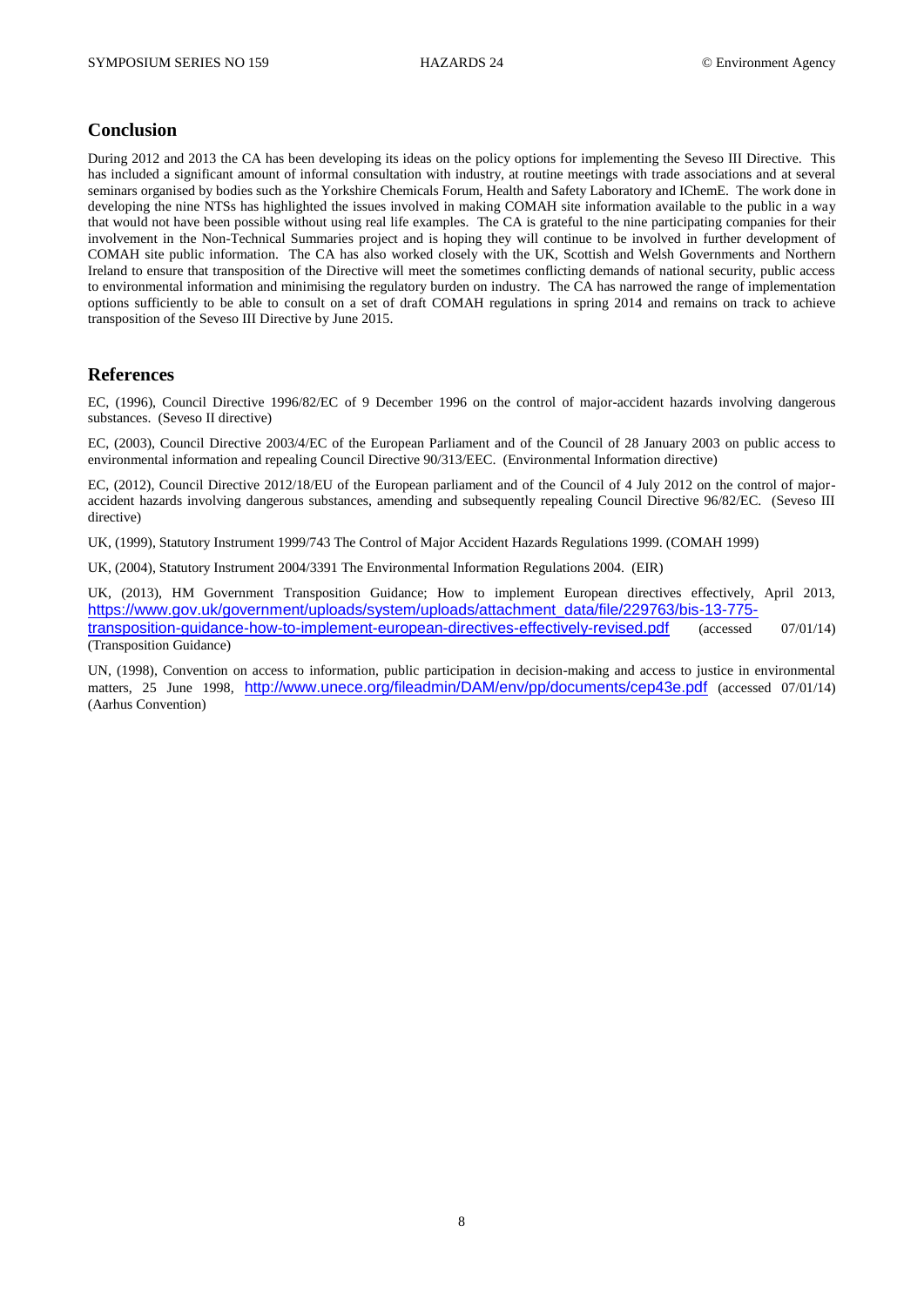## Conclusion

During 2012 and 2013 the CA has been developing its ideas on the policy options for implementing the Seveso III Directive. This has included a significant amount of informal consultation with industry, at routine meetings with trade associations and at several seminars organised by bodies such as the Yorkshire Chemicals Forum, Health and Safety Laboratory and IChemE. The work done in developing the nine NTSs has highlighted the issues involved in making COMAH site information available to the public in a way that would not have been possible without using real life examples. The CA is grateful to the nine participating companies for their involvement in the Non-Technical Summaries project and is hoping they will continue to be involved in further development of COMAH site public information. The CA has also worked closely with the UK, Scottish and Welsh Governments and Northern Ireland to ensure that transposition of the Directive will meet the sometimes conflicting demands of national security, public access to environmental information and minimising the regulatory burden on industry. The CA has narrowed the range of implementation options sufficiently to be able to consult on a set of draft COMAH regulations in spring 2014 and remains on track to achieve transposition of the Seveso III Directive by June 2015.

## References

EC, (1996), Council Directive 1996/82/EC of 9 December 1996 on the control of major-accident hazards involving dangerous substances. (Seveso II directive)

EC, (2003), Council Directive 2003/4/EC of the European Parliament and of the Council of 28 January 2003 on public access to environmental information and repealing Council Directive 90/313/EEC. (Environmental Information directive)

EC, (2012), Council Directive 2012/18/EU of the European parliament and of the Council of 4 July 2012 on the control of major-accident hazards involving dangerous substances, amending and subsequently repealing Council Directive 96/82/EC. (Seveso III directive)

UK, (1999), Statutory Instrument 1999/743 The Control of Major Accident Hazards Regulations 1999. (COMAH 1999)

UK, (2004), Statutory Instrument 2004/3391 The Environmental Information Regulations 2004. (EIR)

UK, (2013), HM Government Transposition Guidance; How to implement European directives effectively, April 2013, https://www.gov.uk/government/uploads/system/uploads/attachment_data/file/229763/bis-13-775-transposition-guidance-how-to-implement-european-directives-effectively-revised.pdf (accessed 07/01/14) (Transposition Guidance)

UN, (1998), Convention on access to information, public participation in decision-making and access to justice in environmental matters, 25 June 1998, http://www.unece.org/fileadmin/DAM/env/pp/documents/cep43e.pdf (accessed 07/01/14) (Aarhus Convention)